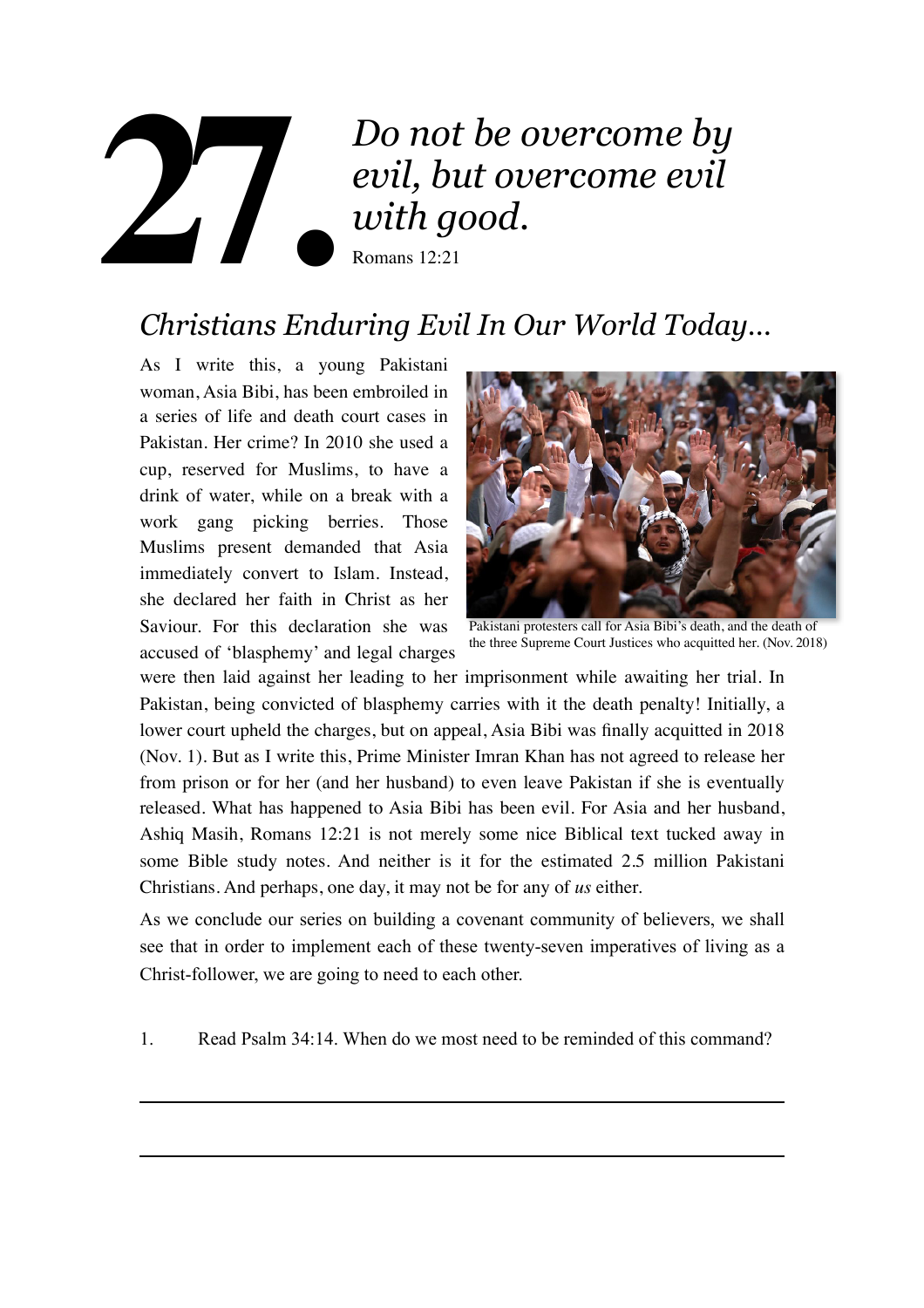# 27. *Do not be overcome by evil, but overcome evil with good.*

Romans 12:21

## *Christians Enduring Evil In Our World Today...*

As I write this, a young Pakistani woman, Asia Bibi, has been embroiled in a series of life and death court cases in Pakistan. Her crime? In 2010 she used a cup, reserved for Muslims, to have a drink of water, while on a break with a work gang picking berries. Those Muslims present demanded that Asia immediately convert to Islam. Instead, she declared her faith in Christ as her Saviour. For this declaration she was accused of 'blasphemy' and legal charges were then laid against her leading to her imprisonment while awaiting her trial. In Pakistan, being convicted of blasphemy carries with it the death penalty! Initially, a lower court upheld the charges, but on appeal, Asia Bibi was finally acquitted in 2018 (Nov. 1). But as I write this, Prime Minister Imran Khan has not agreed to release her from prison or for her (and her husband) to even leave Pakistan if she is eventually released. What has happened to Asia Bibi has been evil. For Asia and her husband, Ashiq Masih, Romans 12:21 is not merely some nice Biblical text tucked away in some Bible study notes. And neither is it for the estimated 2.5 million Pakistani Christians. And perhaps, one day, it may not be for any of *us* either.

Pakistani protesters call for Asia Bibi's death, and the death of the three Supreme Court Justices who acquitted her. (Nov. 2018)

As we conclude our series on building a covenant community of believers, we shall see that in order to implement each of these twenty-seven imperatives of living as a Christ-follower, we are going to need to each other.

1. Read Psalm 34:14. When do we most need to be reminded of this command?

---

---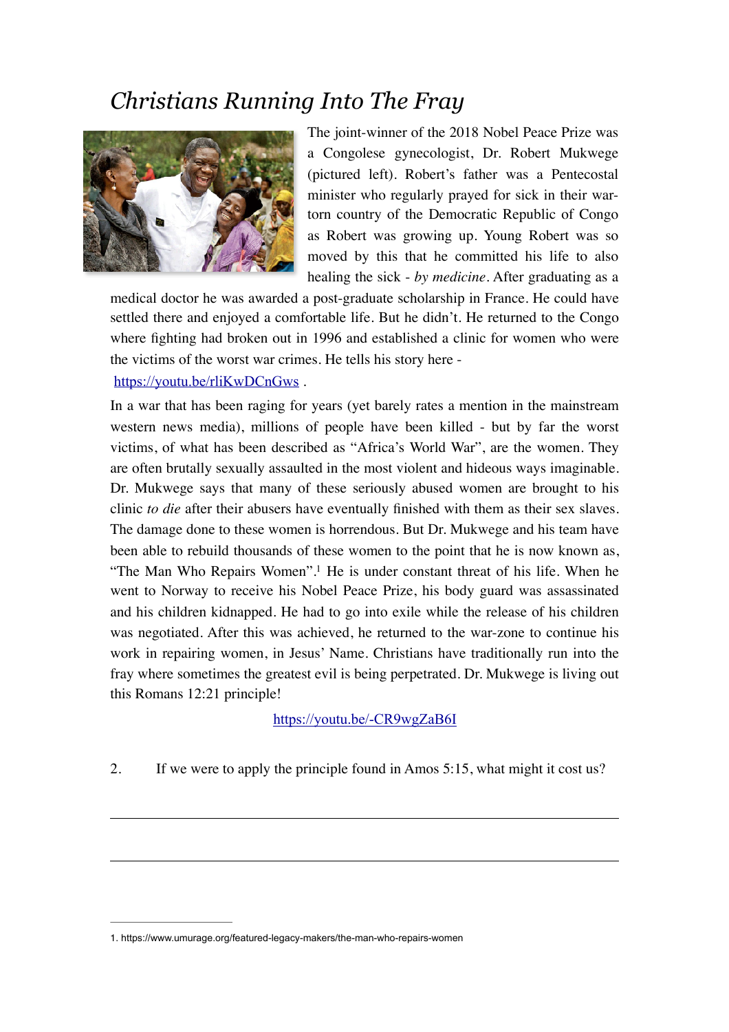# *Christians Running Into The Fray*

The joint-winner of the 2018 Nobel Peace Prize was a Congolese gynecologist, Dr. Robert Mukwege (pictured left). Robert's father was a Pentecostal minister who regularly prayed for sick in their war-torn country of the Democratic Republic of Congo as Robert was growing up. Young Robert was so moved by this that he committed his life to also healing the sick - *by medicine*. After graduating as a medical doctor he was awarded a post-graduate scholarship in France. He could have settled there and enjoyed a comfortable life. But he didn't. He returned to the Congo where fighting had broken out in 1996 and established a clinic for women who were the victims of the worst war crimes. He tells his story here -

[https://youtu.be/rliKwDCnGws](https://youtu.be/rliKwDCnGws) .

In a war that has been raging for years (yet barely rates a mention in the mainstream western news media), millions of people have been killed - but by far the worst victims, of what has been described as "Africa's World War", are the women. They are often brutally sexually assaulted in the most violent and hideous ways imaginable. Dr. Mukwege says that many of these seriously abused women are brought to his clinic *to die* after their abusers have eventually finished with them as their sex slaves. The damage done to these women is horrendous. But Dr. Mukwege and his team have been able to rebuild thousands of these women to the point that he is now known as, "The Man Who Repairs Women".[1] He is under constant threat of his life. When he went to Norway to receive his Nobel Peace Prize, his body guard was assassinated and his children kidnapped. He had to go into exile while the release of his children was negotiated. After this was achieved, he returned to the war-zone to continue his work in repairing women, in Jesus' Name. Christians have traditionally run into the fray where sometimes the greatest evil is being perpetrated. Dr. Mukwege is living out this Romans 12:21 principle!

[https://youtu.be/-CR9wgZaB6I](https://youtu.be/-CR9wgZaB6I)

2. If we were to apply the principle found in Amos 5:15, what might it cost us?

\_\_\_\_\_\_\_\_\_\_\_\_\_\_\_\_\_\_\_\_\_\_\_\_\_\_\_\_\_\_\_\_\_\_\_\_\_\_\_\_\_\_\_\_\_\_\_\_\_\_\_\_\_\_\_\_\_\_\_\_

\_\_\_\_\_\_\_\_\_\_\_\_\_\_\_\_\_\_\_\_\_\_\_\_\_\_\_\_\_\_\_\_\_\_\_\_\_\_\_\_\_\_\_\_\_\_\_\_\_\_\_\_\_\_\_\_\_\_\_\_

---

1. https://www.umurage.org/featured-legacy-makers/the-man-who-repairs-women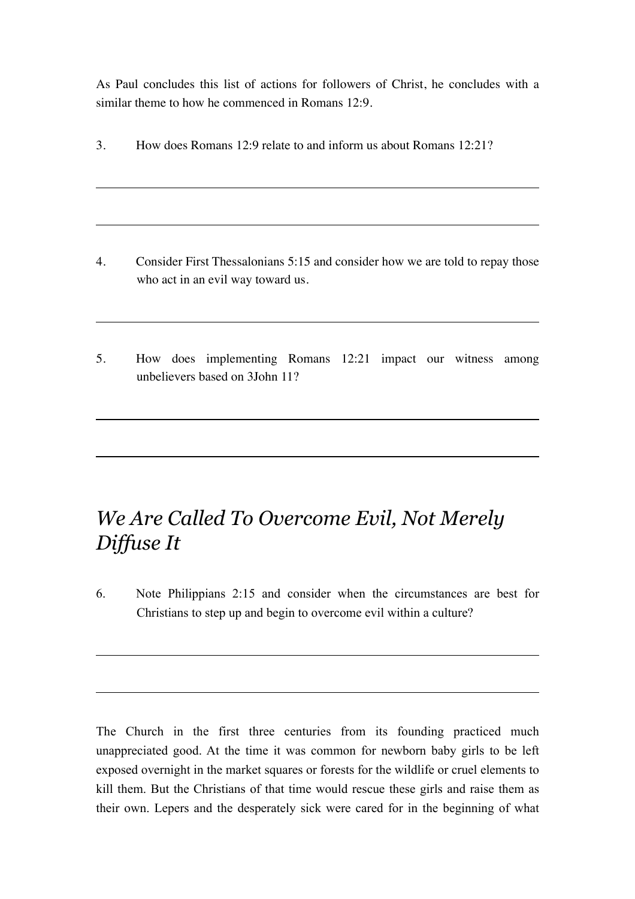As Paul concludes this list of actions for followers of Christ, he concludes with a similar theme to how he commenced in Romans 12:9.

3. How does Romans 12:9 relate to and inform us about Romans 12:21?

4. Consider First Thessalonians 5:15 and consider how we are told to repay those who act in an evil way toward us.

5. How does implementing Romans 12:21 impact our witness among unbelievers based on 3John 11?

## *We Are Called To Overcome Evil, Not Merely Diffuse It*

6. Note Philippians 2:15 and consider when the circumstances are best for Christians to step up and begin to overcome evil within a culture?

The Church in the first three centuries from its founding practiced much unappreciated good. At the time it was common for newborn baby girls to be left exposed overnight in the market squares or forests for the wildlife or cruel elements to kill them. But the Christians of that time would rescue these girls and raise them as their own. Lepers and the desperately sick were cared for in the beginning of what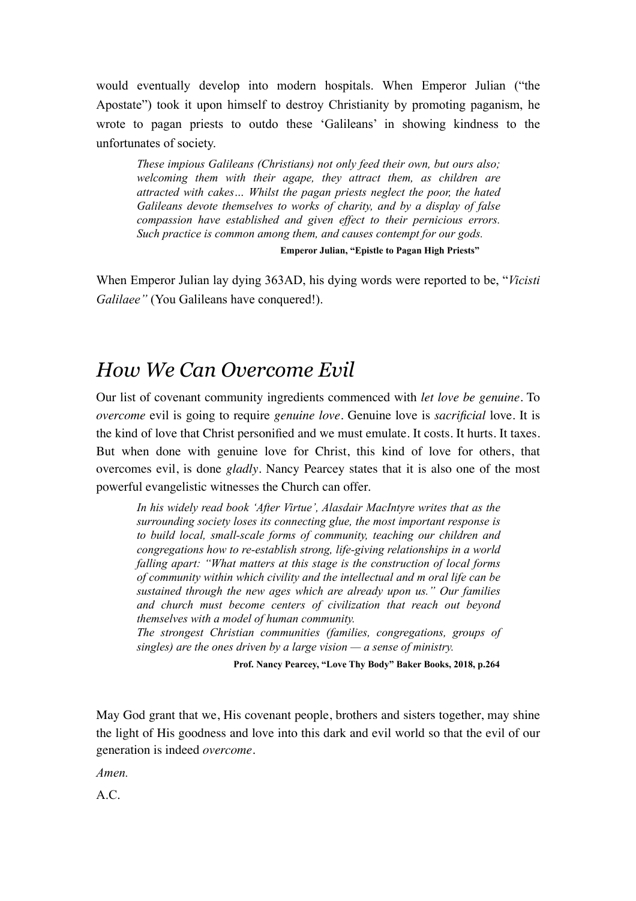would eventually develop into modern hospitals. When Emperor Julian ("the Apostate") took it upon himself to destroy Christianity by promoting paganism, he wrote to pagan priests to outdo these 'Galileans' in showing kindness to the unfortunates of society.

> *These impious Galileans (Christians) not only feed their own, but ours also; welcoming them with their agape, they attract them, as children are attracted with cakes… Whilst the pagan priests neglect the poor, the hated Galileans devote themselves to works of charity, and by a display of false compassion have established and given effect to their pernicious errors. Such practice is common among them, and causes contempt for our gods.*
>
> **Emperor Julian, "Epistle to Pagan High Priests"**

When Emperor Julian lay dying 363AD, his dying words were reported to be, "*Vicisti Galilaee"* (You Galileans have conquered!).

## *How We Can Overcome Evil*

Our list of covenant community ingredients commenced with *let love be genuine*. To *overcome* evil is going to require *genuine love*. Genuine love is *sacrificial* love. It is the kind of love that Christ personified and we must emulate. It costs. It hurts. It taxes. But when done with genuine love for Christ, this kind of love for others, that overcomes evil, is done *gladly*. Nancy Pearcey states that it is also one of the most powerful evangelistic witnesses the Church can offer.

> *In his widely read book 'After Virtue', Alasdair MacIntyre writes that as the surrounding society loses its connecting glue, the most important response is to build local, small-scale forms of community, teaching our children and congregations how to re-establish strong, life-giving relationships in a world falling apart: "What matters at this stage is the construction of local forms of community within which civility and the intellectual and m oral life can be sustained through the new ages which are already upon us." Our families and church must become centers of civilization that reach out beyond themselves with a model of human community.*
>
> *The strongest Christian communities (families, congregations, groups of singles) are the ones driven by a large vision — a sense of ministry.*
>
> **Prof. Nancy Pearcey, "Love Thy Body" Baker Books, 2018, p.264**

May God grant that we, His covenant people, brothers and sisters together, may shine the light of His goodness and love into this dark and evil world so that the evil of our generation is indeed *overcome*.

*Amen.*

A.C.